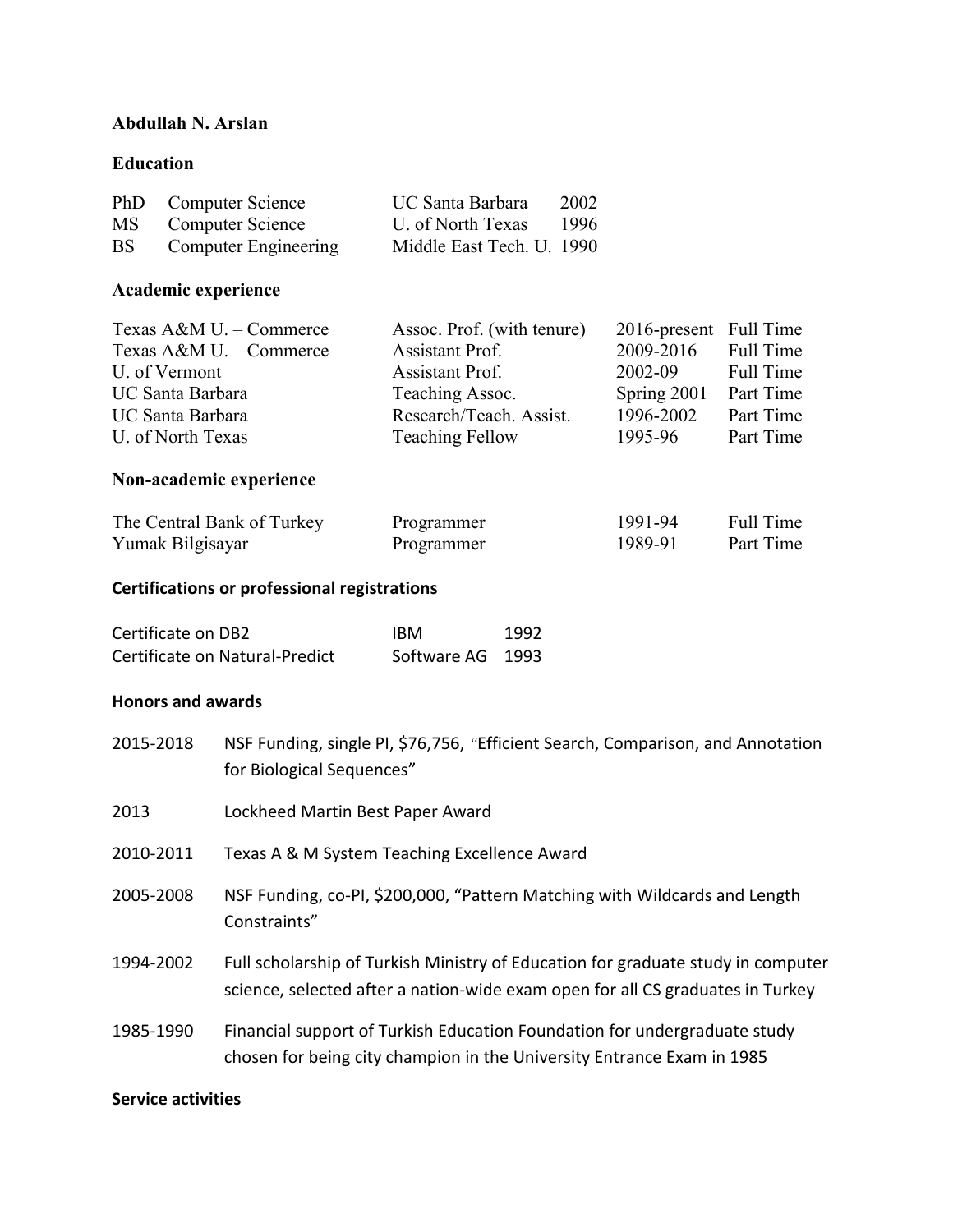# Abdullah N. Arslan

## Education

| | | | |
|---|---|---|---|
| PhD | Computer Science | UC Santa Barbara | 2002 |
| MS | Computer Science | U. of North Texas | 1996 |
| BS | Computer Engineering | Middle East Tech. U. | 1990 |

## Academic experience

| | | | |
|---|---|---|---|
| Texas A&M U. – Commerce | Assoc. Prof. (with tenure) | 2016-present | Full Time |
| Texas A&M U. – Commerce | Assistant Prof. | 2009-2016 | Full Time |
| U. of Vermont | Assistant Prof. | 2002-09 | Full Time |
| UC Santa Barbara | Teaching Assoc. | Spring 2001 | Part Time |
| UC Santa Barbara | Research/Teach. Assist. | 1996-2002 | Part Time |
| U. of North Texas | Teaching Fellow | 1995-96 | Part Time |

## Non-academic experience

| | | | |
|---|---|---|---|
| The Central Bank of Turkey | Programmer | 1991-94 | Full Time |
| Yumak Bilgisayar | Programmer | 1989-91 | Part Time |

## Certifications or professional registrations

| | | |
|---|---|---|
| Certificate on DB2 | IBM | 1992 |
| Certificate on Natural-Predict | Software AG | 1993 |

## Honors and awards

| | |
|---|---|
| 2015-2018 | NSF Funding, single PI, $76,756, "Efficient Search, Comparison, and Annotation for Biological Sequences" |
| 2013 | Lockheed Martin Best Paper Award |
| 2010-2011 | Texas A & M System Teaching Excellence Award |
| 2005-2008 | NSF Funding, co-PI, $200,000, "Pattern Matching with Wildcards and Length Constraints" |
| 1994-2002 | Full scholarship of Turkish Ministry of Education for graduate study in computer science, selected after a nation-wide exam open for all CS graduates in Turkey |
| 1985-1990 | Financial support of Turkish Education Foundation for undergraduate study chosen for being city champion in the University Entrance Exam in 1985 |

## Service activities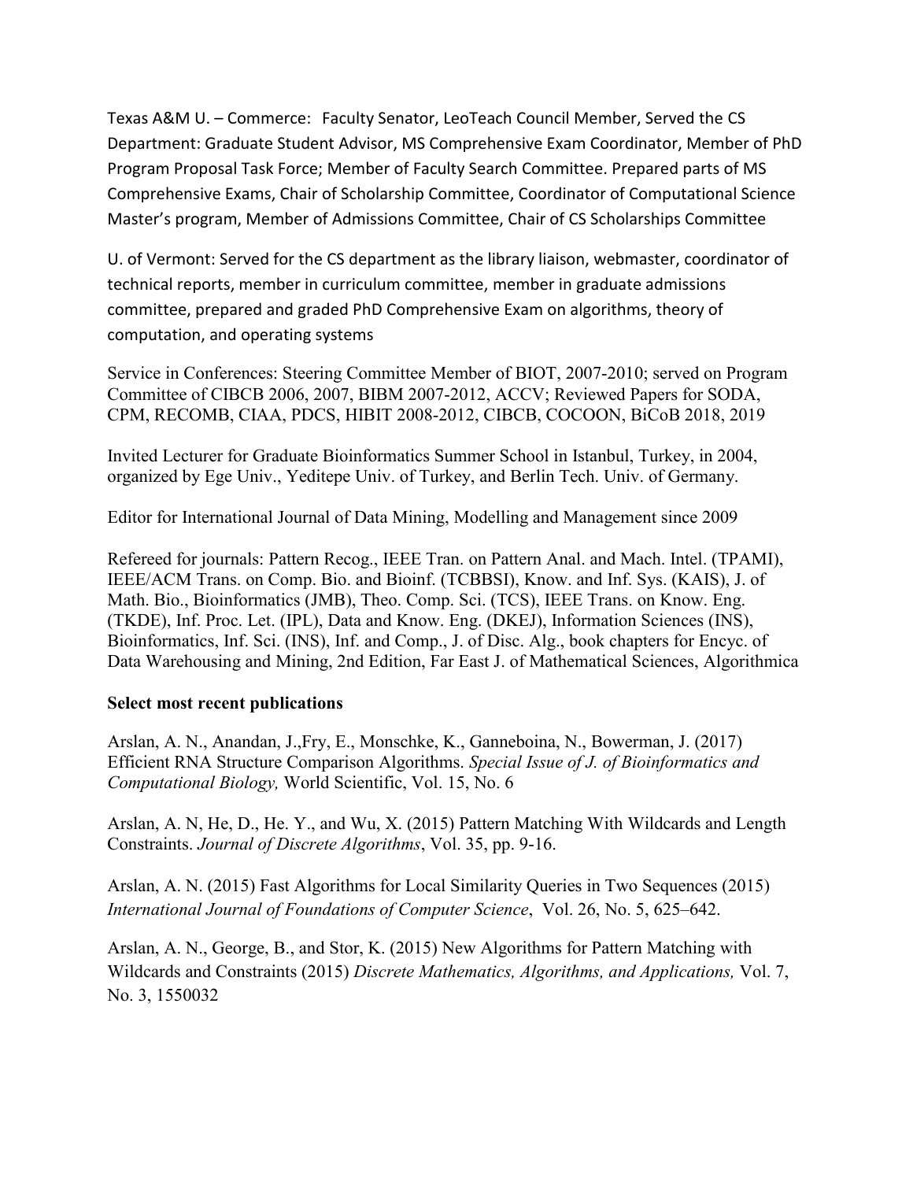Texas A&M U. – Commerce: Faculty Senator, LeoTeach Council Member, Served the CS Department: Graduate Student Advisor, MS Comprehensive Exam Coordinator, Member of PhD Program Proposal Task Force; Member of Faculty Search Committee. Prepared parts of MS Comprehensive Exams, Chair of Scholarship Committee, Coordinator of Computational Science Master's program, Member of Admissions Committee, Chair of CS Scholarships Committee

U. of Vermont: Served for the CS department as the library liaison, webmaster, coordinator of technical reports, member in curriculum committee, member in graduate admissions committee, prepared and graded PhD Comprehensive Exam on algorithms, theory of computation, and operating systems

Service in Conferences: Steering Committee Member of BIOT, 2007-2010; served on Program Committee of CIBCB 2006, 2007, BIBM 2007-2012, ACCV; Reviewed Papers for SODA, CPM, RECOMB, CIAA, PDCS, HIBIT 2008-2012, CIBCB, COCOON, BiCoB 2018, 2019

Invited Lecturer for Graduate Bioinformatics Summer School in Istanbul, Turkey, in 2004, organized by Ege Univ., Yeditepe Univ. of Turkey, and Berlin Tech. Univ. of Germany.

Editor for International Journal of Data Mining, Modelling and Management since 2009

Refereed for journals: Pattern Recog., IEEE Tran. on Pattern Anal. and Mach. Intel. (TPAMI), IEEE/ACM Trans. on Comp. Bio. and Bioinf. (TCBBSI), Know. and Inf. Sys. (KAIS), J. of Math. Bio., Bioinformatics (JMB), Theo. Comp. Sci. (TCS), IEEE Trans. on Know. Eng. (TKDE), Inf. Proc. Let. (IPL), Data and Know. Eng. (DKEJ), Information Sciences (INS), Bioinformatics, Inf. Sci. (INS), Inf. and Comp., J. of Disc. Alg., book chapters for Encyc. of Data Warehousing and Mining, 2nd Edition, Far East J. of Mathematical Sciences, Algorithmica

**Select most recent publications**

Arslan, A. N., Anandan, J.,Fry, E., Monschke, K., Ganneboina, N., Bowerman, J. (2017) Efficient RNA Structure Comparison Algorithms. *Special Issue of J. of Bioinformatics and Computational Biology,* World Scientific, Vol. 15, No. 6

Arslan, A. N, He, D., He. Y., and Wu, X. (2015) Pattern Matching With Wildcards and Length Constraints. *Journal of Discrete Algorithms*, Vol. 35, pp. 9-16.

Arslan, A. N. (2015) Fast Algorithms for Local Similarity Queries in Two Sequences (2015) *International Journal of Foundations of Computer Science*, Vol. 26, No. 5, 625–642.

Arslan, A. N., George, B., and Stor, K. (2015) New Algorithms for Pattern Matching with Wildcards and Constraints (2015) *Discrete Mathematics, Algorithms, and Applications,* Vol. 7, No. 3, 1550032